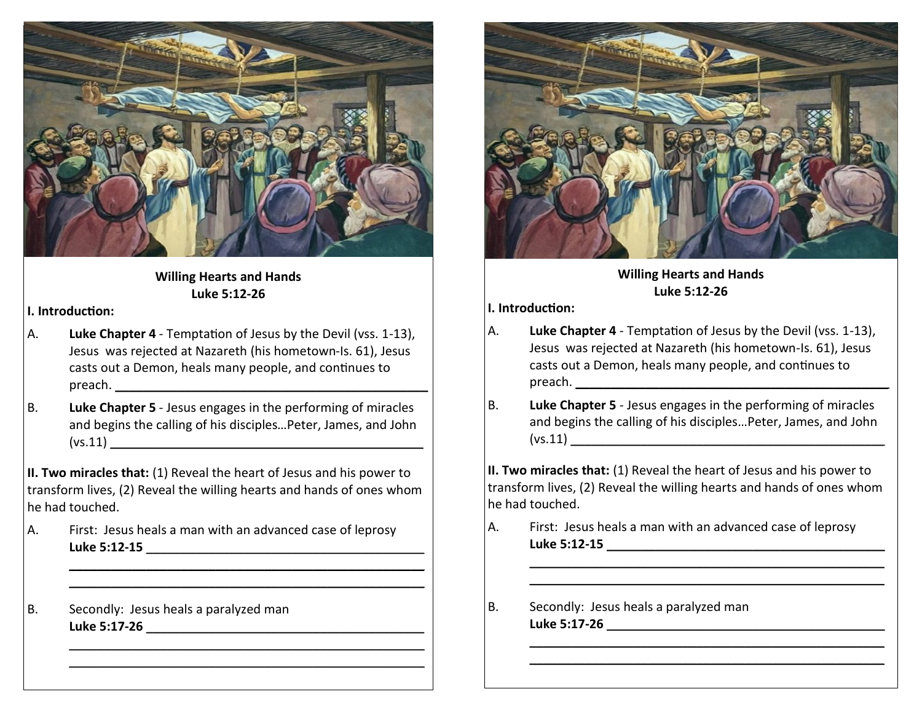**Willing Hearts and Hands**
**Luke 5:12-26**

**I. Introduction:**

A. **Luke Chapter 4** - Temptation of Jesus by the Devil (vss. 1-13), Jesus was rejected at Nazareth (his hometown-Is. 61), Jesus casts out a Demon, heals many people, and continues to preach. ________________________________________

B. **Luke Chapter 5** - Jesus engages in the performing of miracles and begins the calling of his disciples…Peter, James, and John (vs.11) ________________________________________

**II. Two miracles that:** (1) Reveal the heart of Jesus and his power to transform lives, (2) Reveal the willing hearts and hands of ones whom he had touched.

A. First: Jesus heals a man with an advanced case of leprosy
**Luke 5:12-15** ________________________________________
________________________________________
________________________________________

B. Secondly: Jesus heals a paralyzed man
**Luke 5:17-26** ________________________________________
________________________________________
________________________________________

**Willing Hearts and Hands**
**Luke 5:12-26**

**I. Introduction:**

A. **Luke Chapter 4** - Temptation of Jesus by the Devil (vss. 1-13), Jesus was rejected at Nazareth (his hometown-Is. 61), Jesus casts out a Demon, heals many people, and continues to preach. ________________________________________

B. **Luke Chapter 5** - Jesus engages in the performing of miracles and begins the calling of his disciples…Peter, James, and John (vs.11) ________________________________________

**II. Two miracles that:** (1) Reveal the heart of Jesus and his power to transform lives, (2) Reveal the willing hearts and hands of ones whom he had touched.

A. First: Jesus heals a man with an advanced case of leprosy
**Luke 5:12-15** ________________________________________
________________________________________
________________________________________

B. Secondly: Jesus heals a paralyzed man
**Luke 5:17-26** ________________________________________
________________________________________
________________________________________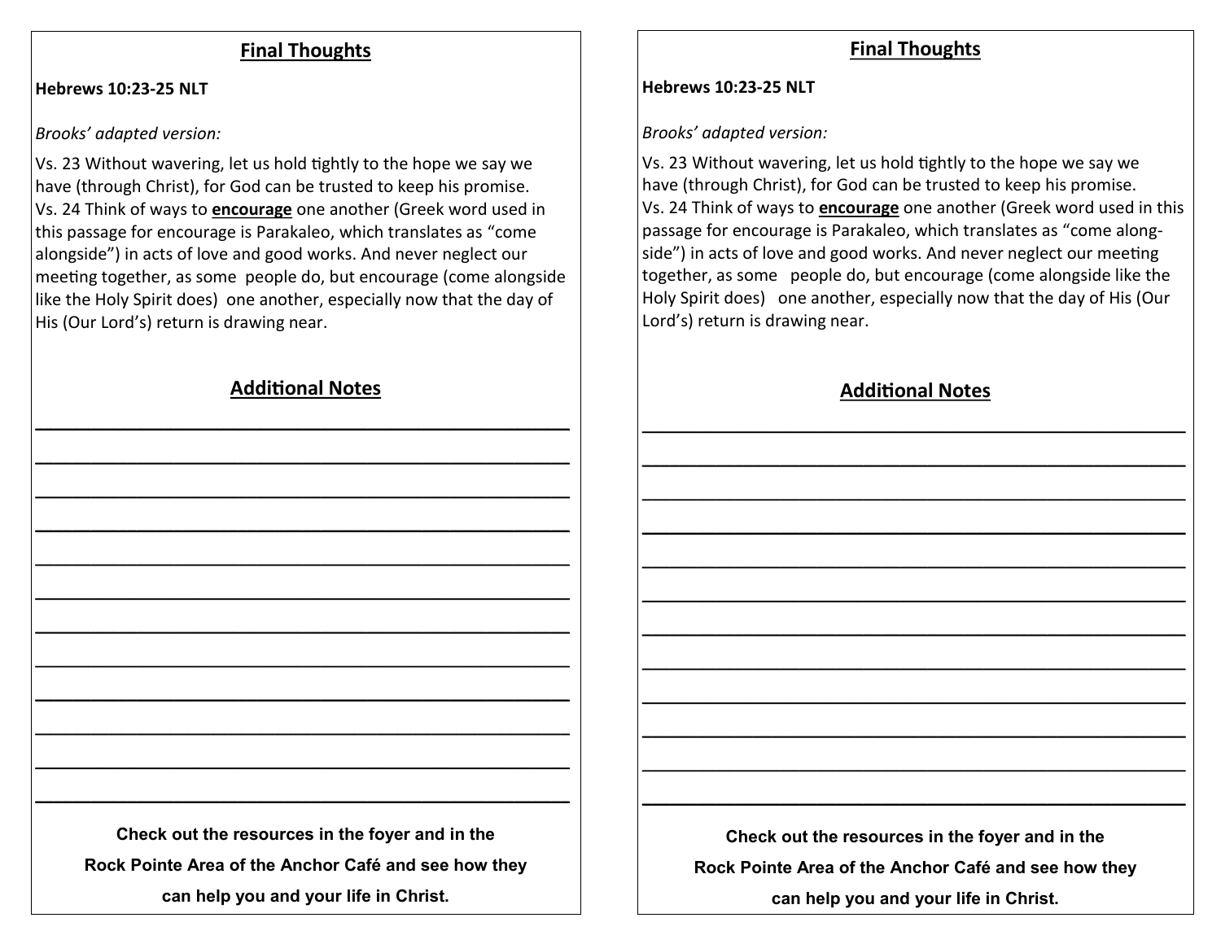## Final Thoughts

**Hebrews 10:23-25 NLT**

*Brooks' adapted version:*

Vs. 23 Without wavering, let us hold tightly to the hope we say we have (through Christ), for God can be trusted to keep his promise. Vs. 24 Think of ways to **encourage** one another (Greek word used in this passage for encourage is Parakaleo, which translates as "come alongside") in acts of love and good works. And never neglect our meeting together, as some people do, but encourage (come alongside like the Holy Spirit does) one another, especially now that the day of His (Our Lord's) return is drawing near.

## Additional Notes

\_\_\_\_\_\_\_\_\_\_\_\_\_\_\_\_\_\_\_\_\_\_\_\_\_\_\_\_\_\_\_\_\_\_\_\_\_\_\_\_\_\_\_\_\_\_\_\_

\_\_\_\_\_\_\_\_\_\_\_\_\_\_\_\_\_\_\_\_\_\_\_\_\_\_\_\_\_\_\_\_\_\_\_\_\_\_\_\_\_\_\_\_\_\_\_\_

\_\_\_\_\_\_\_\_\_\_\_\_\_\_\_\_\_\_\_\_\_\_\_\_\_\_\_\_\_\_\_\_\_\_\_\_\_\_\_\_\_\_\_\_\_\_\_\_

\_\_\_\_\_\_\_\_\_\_\_\_\_\_\_\_\_\_\_\_\_\_\_\_\_\_\_\_\_\_\_\_\_\_\_\_\_\_\_\_\_\_\_\_\_\_\_\_

\_\_\_\_\_\_\_\_\_\_\_\_\_\_\_\_\_\_\_\_\_\_\_\_\_\_\_\_\_\_\_\_\_\_\_\_\_\_\_\_\_\_\_\_\_\_\_\_

\_\_\_\_\_\_\_\_\_\_\_\_\_\_\_\_\_\_\_\_\_\_\_\_\_\_\_\_\_\_\_\_\_\_\_\_\_\_\_\_\_\_\_\_\_\_\_\_

\_\_\_\_\_\_\_\_\_\_\_\_\_\_\_\_\_\_\_\_\_\_\_\_\_\_\_\_\_\_\_\_\_\_\_\_\_\_\_\_\_\_\_\_\_\_\_\_

\_\_\_\_\_\_\_\_\_\_\_\_\_\_\_\_\_\_\_\_\_\_\_\_\_\_\_\_\_\_\_\_\_\_\_\_\_\_\_\_\_\_\_\_\_\_\_\_

\_\_\_\_\_\_\_\_\_\_\_\_\_\_\_\_\_\_\_\_\_\_\_\_\_\_\_\_\_\_\_\_\_\_\_\_\_\_\_\_\_\_\_\_\_\_\_\_

\_\_\_\_\_\_\_\_\_\_\_\_\_\_\_\_\_\_\_\_\_\_\_\_\_\_\_\_\_\_\_\_\_\_\_\_\_\_\_\_\_\_\_\_\_\_\_\_

\_\_\_\_\_\_\_\_\_\_\_\_\_\_\_\_\_\_\_\_\_\_\_\_\_\_\_\_\_\_\_\_\_\_\_\_\_\_\_\_\_\_\_\_\_\_\_\_

\_\_\_\_\_\_\_\_\_\_\_\_\_\_\_\_\_\_\_\_\_\_\_\_\_\_\_\_\_\_\_\_\_\_\_\_\_\_\_\_\_\_\_\_\_\_\_\_

**Check out the resources in the foyer and in the Rock Pointe Area of the Anchor Café and see how they can help you and your life in Christ.**

## Final Thoughts

**Hebrews 10:23-25 NLT**

*Brooks' adapted version:*

Vs. 23 Without wavering, let us hold tightly to the hope we say we have (through Christ), for God can be trusted to keep his promise. Vs. 24 Think of ways to **encourage** one another (Greek word used in this passage for encourage is Parakaleo, which translates as "come along-side") in acts of love and good works. And never neglect our meeting together, as some people do, but encourage (come alongside like the Holy Spirit does) one another, especially now that the day of His (Our Lord's) return is drawing near.

## Additional Notes

\_\_\_\_\_\_\_\_\_\_\_\_\_\_\_\_\_\_\_\_\_\_\_\_\_\_\_\_\_\_\_\_\_\_\_\_\_\_\_\_\_\_\_\_\_\_\_\_

\_\_\_\_\_\_\_\_\_\_\_\_\_\_\_\_\_\_\_\_\_\_\_\_\_\_\_\_\_\_\_\_\_\_\_\_\_\_\_\_\_\_\_\_\_\_\_\_

\_\_\_\_\_\_\_\_\_\_\_\_\_\_\_\_\_\_\_\_\_\_\_\_\_\_\_\_\_\_\_\_\_\_\_\_\_\_\_\_\_\_\_\_\_\_\_\_

\_\_\_\_\_\_\_\_\_\_\_\_\_\_\_\_\_\_\_\_\_\_\_\_\_\_\_\_\_\_\_\_\_\_\_\_\_\_\_\_\_\_\_\_\_\_\_\_

\_\_\_\_\_\_\_\_\_\_\_\_\_\_\_\_\_\_\_\_\_\_\_\_\_\_\_\_\_\_\_\_\_\_\_\_\_\_\_\_\_\_\_\_\_\_\_\_

\_\_\_\_\_\_\_\_\_\_\_\_\_\_\_\_\_\_\_\_\_\_\_\_\_\_\_\_\_\_\_\_\_\_\_\_\_\_\_\_\_\_\_\_\_\_\_\_

\_\_\_\_\_\_\_\_\_\_\_\_\_\_\_\_\_\_\_\_\_\_\_\_\_\_\_\_\_\_\_\_\_\_\_\_\_\_\_\_\_\_\_\_\_\_\_\_

\_\_\_\_\_\_\_\_\_\_\_\_\_\_\_\_\_\_\_\_\_\_\_\_\_\_\_\_\_\_\_\_\_\_\_\_\_\_\_\_\_\_\_\_\_\_\_\_

\_\_\_\_\_\_\_\_\_\_\_\_\_\_\_\_\_\_\_\_\_\_\_\_\_\_\_\_\_\_\_\_\_\_\_\_\_\_\_\_\_\_\_\_\_\_\_\_

\_\_\_\_\_\_\_\_\_\_\_\_\_\_\_\_\_\_\_\_\_\_\_\_\_\_\_\_\_\_\_\_\_\_\_\_\_\_\_\_\_\_\_\_\_\_\_\_

\_\_\_\_\_\_\_\_\_\_\_\_\_\_\_\_\_\_\_\_\_\_\_\_\_\_\_\_\_\_\_\_\_\_\_\_\_\_\_\_\_\_\_\_\_\_\_\_

\_\_\_\_\_\_\_\_\_\_\_\_\_\_\_\_\_\_\_\_\_\_\_\_\_\_\_\_\_\_\_\_\_\_\_\_\_\_\_\_\_\_\_\_\_\_\_\_

**Check out the resources in the foyer and in the Rock Pointe Area of the Anchor Café and see how they can help you and your life in Christ.**